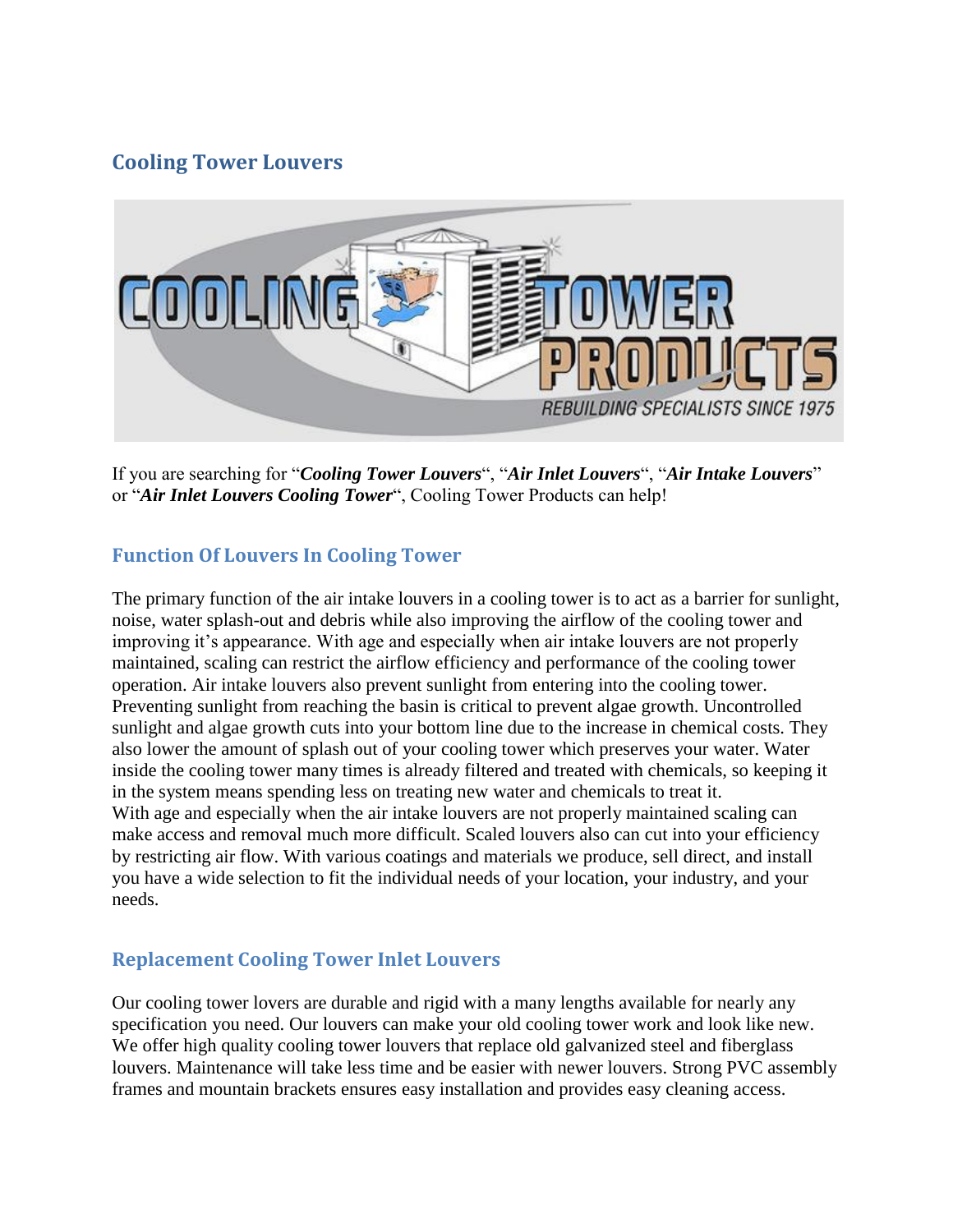## Cooling Tower Louvers

If you are searching for "***Cooling Tower Louvers***", "***Air Inlet Louvers***", "***Air Intake Louvers***" or "***Air Inlet Louvers Cooling Tower***", Cooling Tower Products can help!

### Function Of Louvers In Cooling Tower

The primary function of the air intake louvers in a cooling tower is to act as a barrier for sunlight, noise, water splash-out and debris while also improving the airflow of the cooling tower and improving it's appearance. With age and especially when air intake louvers are not properly maintained, scaling can restrict the airflow efficiency and performance of the cooling tower operation. Air intake louvers also prevent sunlight from entering into the cooling tower. Preventing sunlight from reaching the basin is critical to prevent algae growth. Uncontrolled sunlight and algae growth cuts into your bottom line due to the increase in chemical costs. They also lower the amount of splash out of your cooling tower which preserves your water. Water inside the cooling tower many times is already filtered and treated with chemicals, so keeping it in the system means spending less on treating new water and chemicals to treat it.
With age and especially when the air intake louvers are not properly maintained scaling can make access and removal much more difficult. Scaled louvers also can cut into your efficiency by restricting air flow. With various coatings and materials we produce, sell direct, and install you have a wide selection to fit the individual needs of your location, your industry, and your needs.

### Replacement Cooling Tower Inlet Louvers

Our cooling tower lovers are durable and rigid with a many lengths available for nearly any specification you need. Our louvers can make your old cooling tower work and look like new. We offer high quality cooling tower louvers that replace old galvanized steel and fiberglass louvers. Maintenance will take less time and be easier with newer louvers. Strong PVC assembly frames and mountain brackets ensures easy installation and provides easy cleaning access.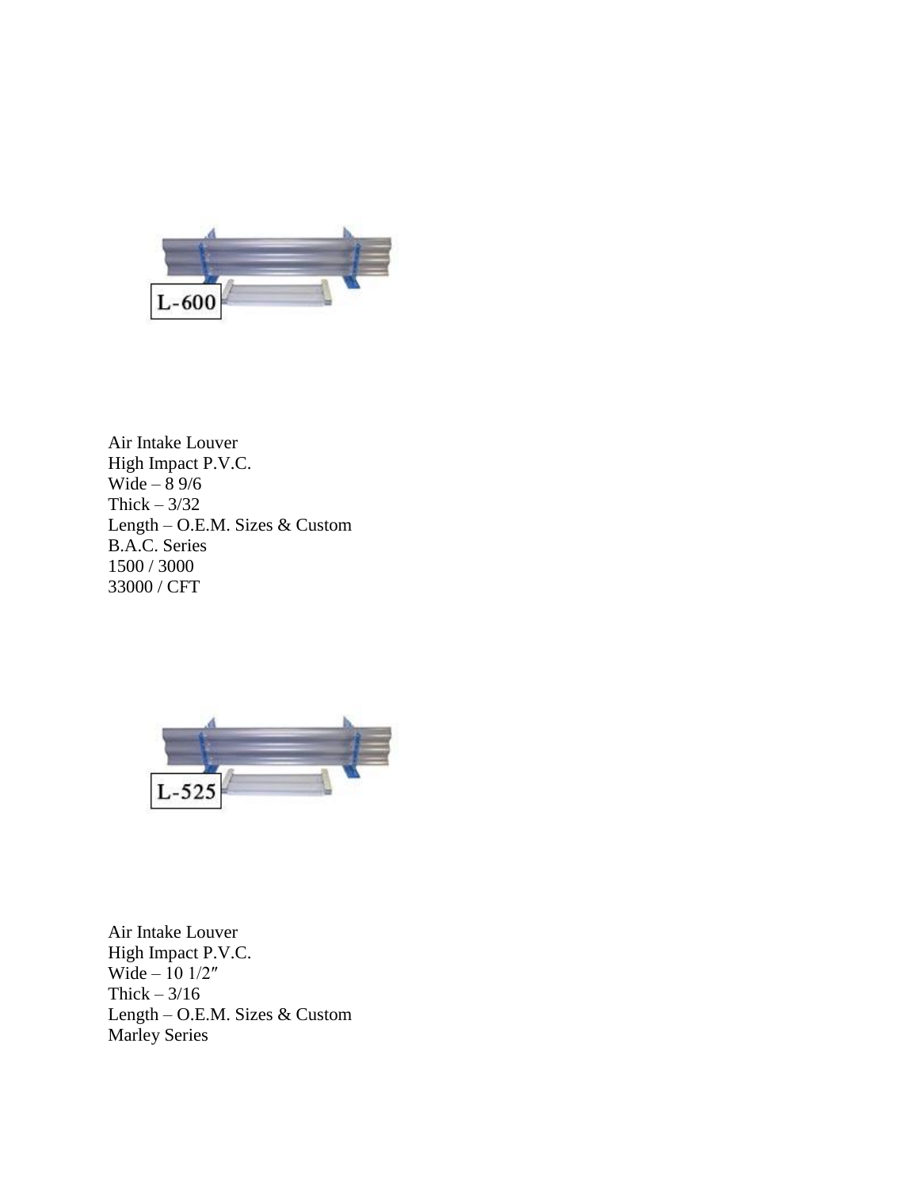L-600

Air Intake Louver
High Impact P.V.C.
Wide – 8 9/6
Thick – 3/32
Length – O.E.M. Sizes & Custom
B.A.C. Series
1500 / 3000
33000 / CFT

L-525

Air Intake Louver
High Impact P.V.C.
Wide – 10 1/2″
Thick – 3/16
Length – O.E.M. Sizes & Custom
Marley Series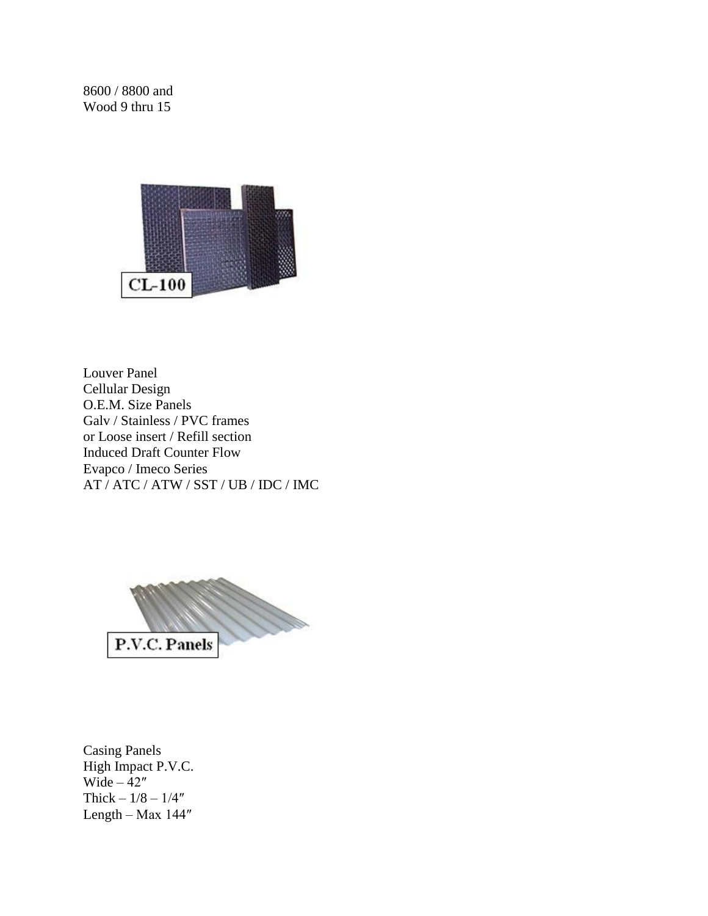8600 / 8800 and
Wood 9 thru 15

CL-100

Louver Panel
Cellular Design
O.E.M. Size Panels
Galv / Stainless / PVC frames
or Loose insert / Refill section
Induced Draft Counter Flow
Evapco / Imeco Series
AT / ATC / ATW / SST / UB / IDC / IMC

P.V.C. Panels

Casing Panels
High Impact P.V.C.
Wide – 42″
Thick – 1/8 – 1/4″
Length – Max 144″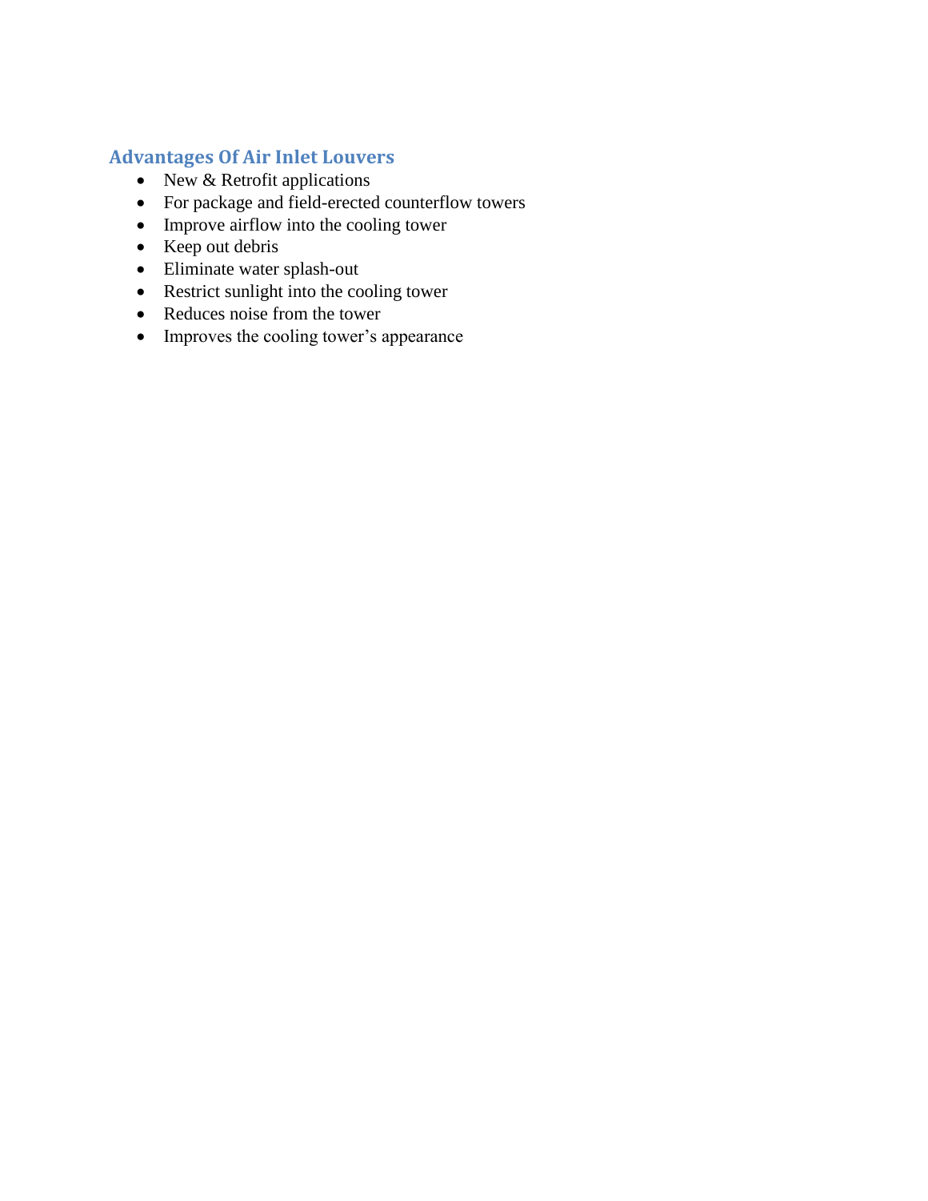### Advantages Of Air Inlet Louvers

- New & Retrofit applications
- For package and field-erected counterflow towers
- Improve airflow into the cooling tower
- Keep out debris
- Eliminate water splash-out
- Restrict sunlight into the cooling tower
- Reduces noise from the tower
- Improves the cooling tower's appearance